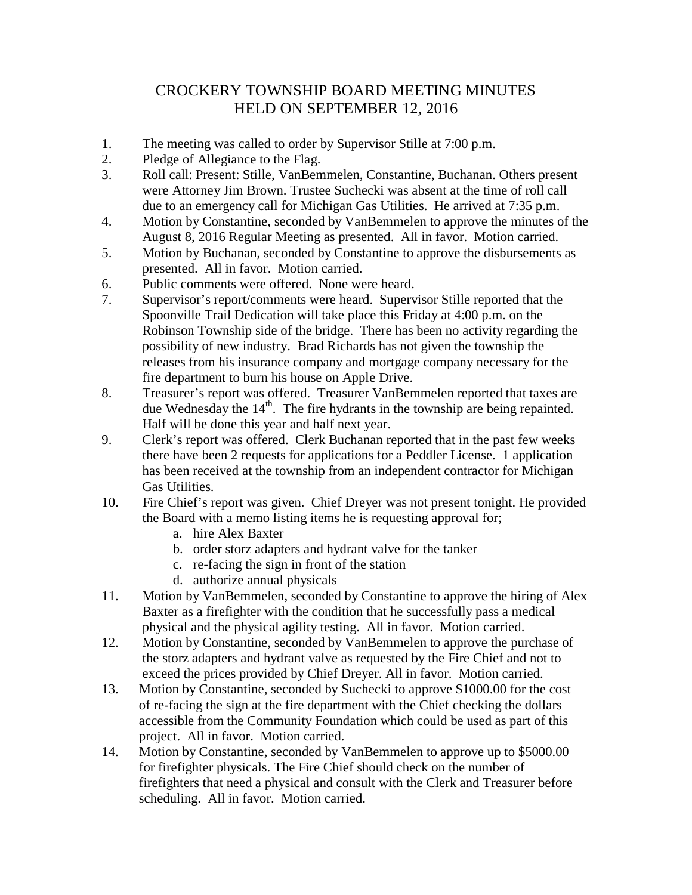# CROCKERY TOWNSHIP BOARD MEETING MINUTES
# HELD ON SEPTEMBER 12, 2016

1. The meeting was called to order by Supervisor Stille at 7:00 p.m.
2. Pledge of Allegiance to the Flag.
3. Roll call: Present: Stille, VanBemmelen, Constantine, Buchanan. Others present were Attorney Jim Brown. Trustee Suchecki was absent at the time of roll call due to an emergency call for Michigan Gas Utilities. He arrived at 7:35 p.m.
4. Motion by Constantine, seconded by VanBemmelen to approve the minutes of the August 8, 2016 Regular Meeting as presented. All in favor. Motion carried.
5. Motion by Buchanan, seconded by Constantine to approve the disbursements as presented. All in favor. Motion carried.
6. Public comments were offered. None were heard.
7. Supervisor's report/comments were heard. Supervisor Stille reported that the Spoonville Trail Dedication will take place this Friday at 4:00 p.m. on the Robinson Township side of the bridge. There has been no activity regarding the possibility of new industry. Brad Richards has not given the township the releases from his insurance company and mortgage company necessary for the fire department to burn his house on Apple Drive.
8. Treasurer's report was offered. Treasurer VanBemmelen reported that taxes are due Wednesday the 14th. The fire hydrants in the township are being repainted. Half will be done this year and half next year.
9. Clerk's report was offered. Clerk Buchanan reported that in the past few weeks there have been 2 requests for applications for a Peddler License. 1 application has been received at the township from an independent contractor for Michigan Gas Utilities.
10. Fire Chief's report was given. Chief Dreyer was not present tonight. He provided the Board with a memo listing items he is requesting approval for;
    a. hire Alex Baxter
    b. order storz adapters and hydrant valve for the tanker
    c. re-facing the sign in front of the station
    d. authorize annual physicals
11. Motion by VanBemmelen, seconded by Constantine to approve the hiring of Alex Baxter as a firefighter with the condition that he successfully pass a medical physical and the physical agility testing. All in favor. Motion carried.
12. Motion by Constantine, seconded by VanBemmelen to approve the purchase of the storz adapters and hydrant valve as requested by the Fire Chief and not to exceed the prices provided by Chief Dreyer. All in favor. Motion carried.
13. Motion by Constantine, seconded by Suchecki to approve $1000.00 for the cost of re-facing the sign at the fire department with the Chief checking the dollars accessible from the Community Foundation which could be used as part of this project. All in favor. Motion carried.
14. Motion by Constantine, seconded by VanBemmelen to approve up to $5000.00 for firefighter physicals. The Fire Chief should check on the number of firefighters that need a physical and consult with the Clerk and Treasurer before scheduling. All in favor. Motion carried.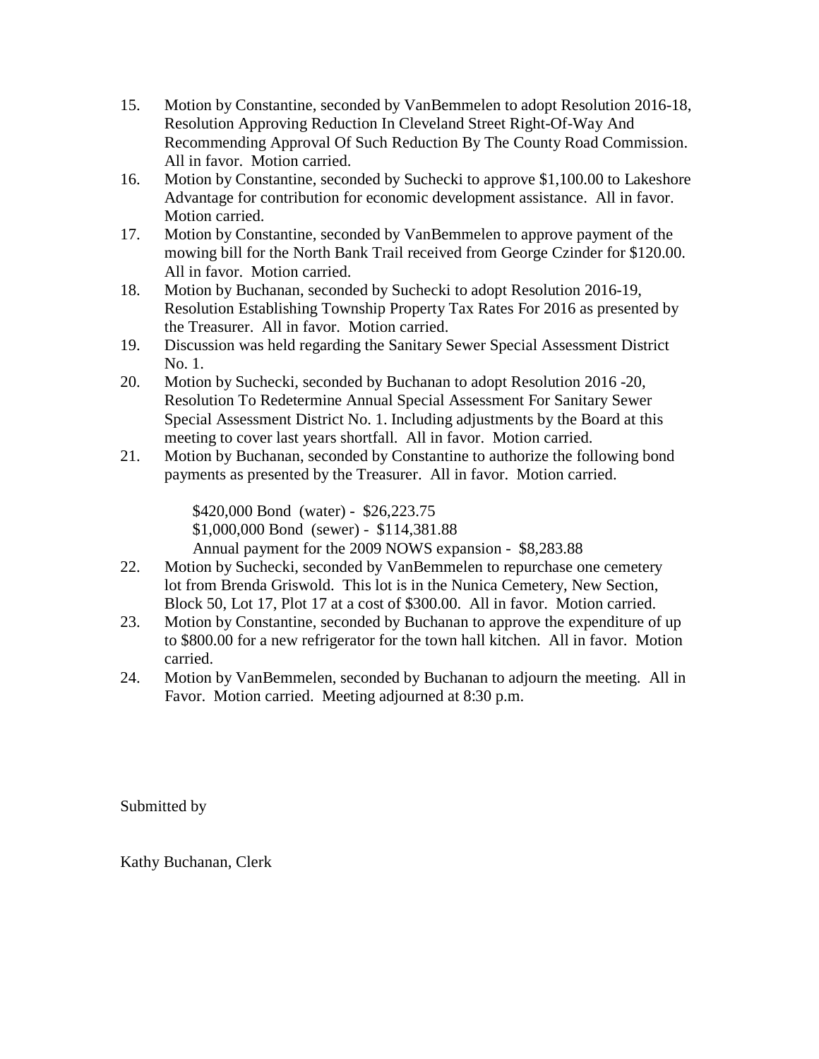15. Motion by Constantine, seconded by VanBemmelen to adopt Resolution 2016-18, Resolution Approving Reduction In Cleveland Street Right-Of-Way And Recommending Approval Of Such Reduction By The County Road Commission. All in favor. Motion carried.
16. Motion by Constantine, seconded by Suchecki to approve $1,100.00 to Lakeshore Advantage for contribution for economic development assistance. All in favor. Motion carried.
17. Motion by Constantine, seconded by VanBemmelen to approve payment of the mowing bill for the North Bank Trail received from George Czinder for $120.00. All in favor. Motion carried.
18. Motion by Buchanan, seconded by Suchecki to adopt Resolution 2016-19, Resolution Establishing Township Property Tax Rates For 2016 as presented by the Treasurer. All in favor. Motion carried.
19. Discussion was held regarding the Sanitary Sewer Special Assessment District No. 1.
20. Motion by Suchecki, seconded by Buchanan to adopt Resolution 2016 -20, Resolution To Redetermine Annual Special Assessment For Sanitary Sewer Special Assessment District No. 1. Including adjustments by the Board at this meeting to cover last years shortfall. All in favor. Motion carried.
21. Motion by Buchanan, seconded by Constantine to authorize the following bond payments as presented by the Treasurer. All in favor. Motion carried.

    $420,000 Bond (water) - $26,223.75
    $1,000,000 Bond (sewer) - $114,381.88
    Annual payment for the 2009 NOWS expansion - $8,283.88

22. Motion by Suchecki, seconded by VanBemmelen to repurchase one cemetery lot from Brenda Griswold. This lot is in the Nunica Cemetery, New Section, Block 50, Lot 17, Plot 17 at a cost of $300.00. All in favor. Motion carried.
23. Motion by Constantine, seconded by Buchanan to approve the expenditure of up to $800.00 for a new refrigerator for the town hall kitchen. All in favor. Motion carried.
24. Motion by VanBemmelen, seconded by Buchanan to adjourn the meeting. All in Favor. Motion carried. Meeting adjourned at 8:30 p.m.

Submitted by

Kathy Buchanan, Clerk